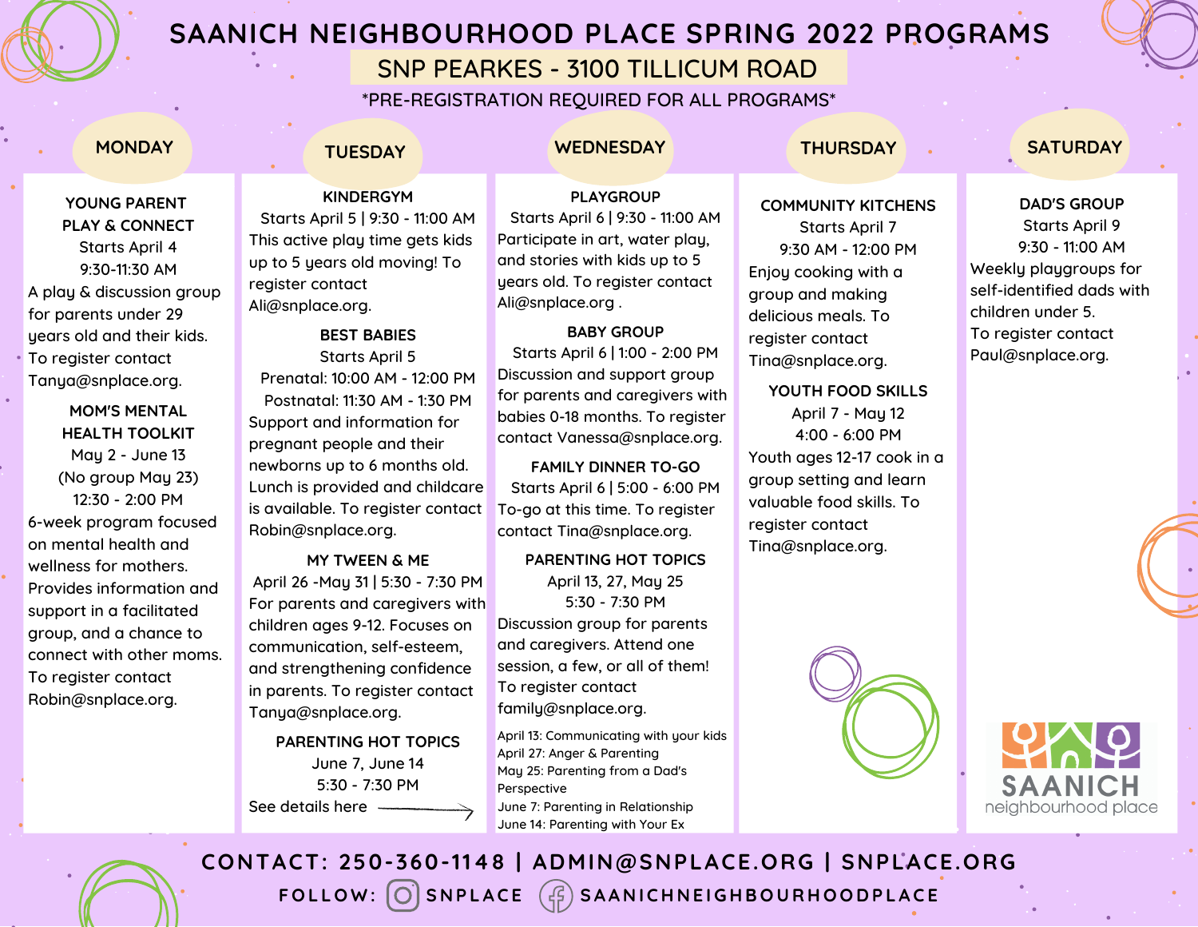# SAANICH NEIGHBOURHOOD PLACE SPRING 2022 PROGRAMS

## SNP PEARKES - 3100 TILLICUM ROAD

*PRE-REGISTRATION REQUIRED FOR ALL PROGRAMS*

## MONDAY

### YOUNG PARENT PLAY & CONNECT

Starts April 4
9:30-11:30 AM

A play & discussion group for parents under 29 years old and their kids. To register contact Tanya@snplace.org.

### MOM'S MENTAL HEALTH TOOLKIT

May 2 - June 13
(No group May 23)
12:30 - 2:00 PM

6-week program focused on mental health and wellness for mothers. Provides information and support in a facilitated group, and a chance to connect with other moms. To register contact Robin@snplace.org.

## TUESDAY

### KINDERGYM

Starts April 5 | 9:30 - 11:00 AM

This active play time gets kids up to 5 years old moving! To register contact Ali@snplace.org.

### BEST BABIES

Starts April 5
Prenatal: 10:00 AM - 12:00 PM
Postnatal: 11:30 AM - 1:30 PM

Support and information for pregnant people and their newborns up to 6 months old. Lunch is provided and childcare is available. To register contact Robin@snplace.org.

### MY TWEEN & ME

April 26 -May 31 | 5:30 - 7:30 PM

For parents and caregivers with children ages 9-12. Focuses on communication, self-esteem, and strengthening confidence in parents. To register contact Tanya@snplace.org.

### PARENTING HOT TOPICS

June 7, June 14
5:30 - 7:30 PM

See details here →

## WEDNESDAY

### PLAYGROUP

Starts April 6 | 9:30 - 11:00 AM

Participate in art, water play, and stories with kids up to 5 years old. To register contact Ali@snplace.org .

### BABY GROUP

Starts April 6 | 1:00 - 2:00 PM

Discussion and support group for parents and caregivers with babies 0-18 months. To register contact Vanessa@snplace.org.

### FAMILY DINNER TO-GO

Starts April 6 | 5:00 - 6:00 PM

To-go at this time. To register contact Tina@snplace.org.

### PARENTING HOT TOPICS

April 13, 27, May 25
5:30 - 7:30 PM

Discussion group for parents and caregivers. Attend one session, a few, or all of them! To register contact family@snplace.org.

- April 13: Communicating with your kids
- April 27: Anger & Parenting
- May 25: Parenting from a Dad's Perspective
- June 7: Parenting in Relationship
- June 14: Parenting with Your Ex

## THURSDAY

### COMMUNITY KITCHENS

Starts April 7
9:30 AM - 12:00 PM

Enjoy cooking with a group and making delicious meals. To register contact Tina@snplace.org.

### YOUTH FOOD SKILLS

April 7 - May 12
4:00 - 6:00 PM

Youth ages 12-17 cook in a group setting and learn valuable food skills. To register contact Tina@snplace.org.

## SATURDAY

### DAD'S GROUP

Starts April 9
9:30 - 11:00 AM

Weekly playgroups for self-identified dads with children under 5.
To register contact Paul@snplace.org.

SAANICH neighbourhood place

CONTACT: 250-360-1148 | ADMIN@SNPLACE.ORG | SNPLACE.ORG

FOLLOW: SNPLACE SAANICHNEIGHBOURHOODPLACE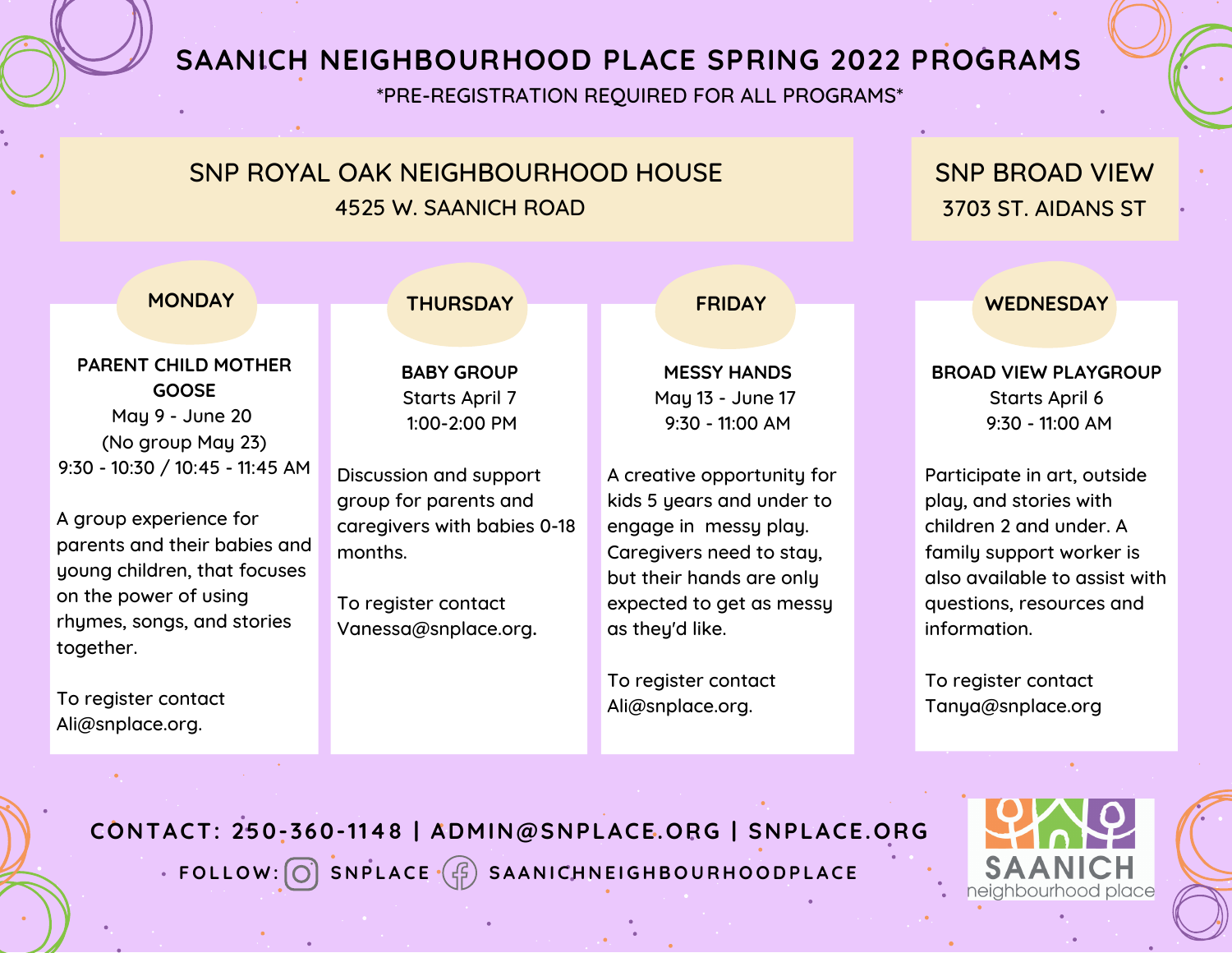# SAANICH NEIGHBOURHOOD PLACE SPRING 2022 PROGRAMS

*PRE-REGISTRATION REQUIRED FOR ALL PROGRAMS*

## SNP ROYAL OAK NEIGHBOURHOOD HOUSE

4525 W. SAANICH ROAD

### MONDAY

**PARENT CHILD MOTHER GOOSE**

May 9 - June 20

(No group May 23)

9:30 - 10:30 / 10:45 - 11:45 AM

A group experience for parents and their babies and young children, that focuses on the power of using rhymes, songs, and stories together.

To register contact Ali@snplace.org.

### THURSDAY

**BABY GROUP**

Starts April 7

1:00-2:00 PM

Discussion and support group for parents and caregivers with babies 0-18 months.

To register contact Vanessa@snplace.org.

### FRIDAY

**MESSY HANDS**

May 13 - June 17

9:30 - 11:00 AM

A creative opportunity for kids 5 years and under to engage in messy play. Caregivers need to stay, but their hands are only expected to get as messy as they'd like.

To register contact Ali@snplace.org.

## SNP BROAD VIEW

3703 ST. AIDANS ST

### WEDNESDAY

**BROAD VIEW PLAYGROUP**

Starts April 6

9:30 - 11:00 AM

Participate in art, outside play, and stories with children 2 and under. A family support worker is also available to assist with questions, resources and information.

To register contact Tanya@snplace.org

**CONTACT: 250-360-1148 | ADMIN@SNPLACE.ORG | SNPLACE.ORG**

FOLLOW: SNPLACE SAANICHNEIGHBOURHOODPLACE

SAANICH neighbourhood place